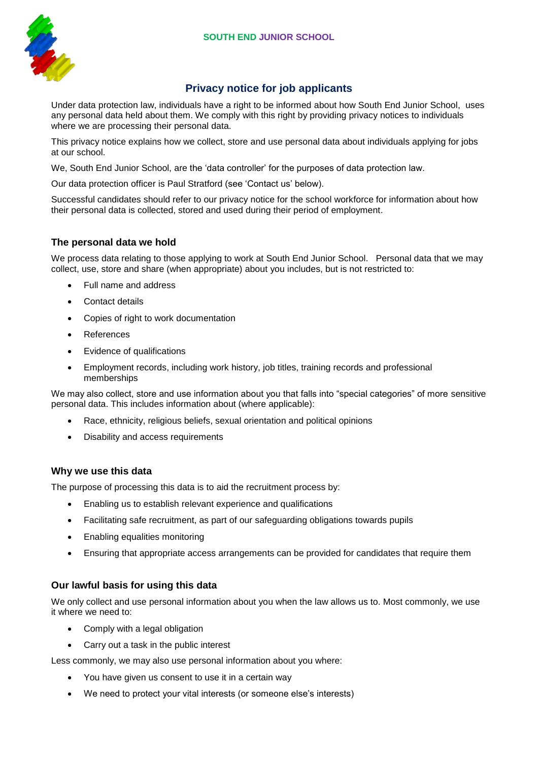SOUTH END JUNIOR SCHOOL

# Privacy notice for job applicants

Under data protection law, individuals have a right to be informed about how South End Junior School, uses any personal data held about them. We comply with this right by providing privacy notices to individuals where we are processing their personal data.

This privacy notice explains how we collect, store and use personal data about individuals applying for jobs at our school.

We, South End Junior School, are the 'data controller' for the purposes of data protection law.

Our data protection officer is Paul Stratford (see 'Contact us' below).

Successful candidates should refer to our privacy notice for the school workforce for information about how their personal data is collected, stored and used during their period of employment.

## The personal data we hold

We process data relating to those applying to work at South End Junior School. Personal data that we may collect, use, store and share (when appropriate) about you includes, but is not restricted to:

- Full name and address
- Contact details
- Copies of right to work documentation
- References
- Evidence of qualifications
- Employment records, including work history, job titles, training records and professional memberships

We may also collect, store and use information about you that falls into "special categories" of more sensitive personal data. This includes information about (where applicable):

- Race, ethnicity, religious beliefs, sexual orientation and political opinions
- Disability and access requirements

## Why we use this data

The purpose of processing this data is to aid the recruitment process by:

- Enabling us to establish relevant experience and qualifications
- Facilitating safe recruitment, as part of our safeguarding obligations towards pupils
- Enabling equalities monitoring
- Ensuring that appropriate access arrangements can be provided for candidates that require them

## Our lawful basis for using this data

We only collect and use personal information about you when the law allows us to. Most commonly, we use it where we need to:

- Comply with a legal obligation
- Carry out a task in the public interest

Less commonly, we may also use personal information about you where:

- You have given us consent to use it in a certain way
- We need to protect your vital interests (or someone else's interests)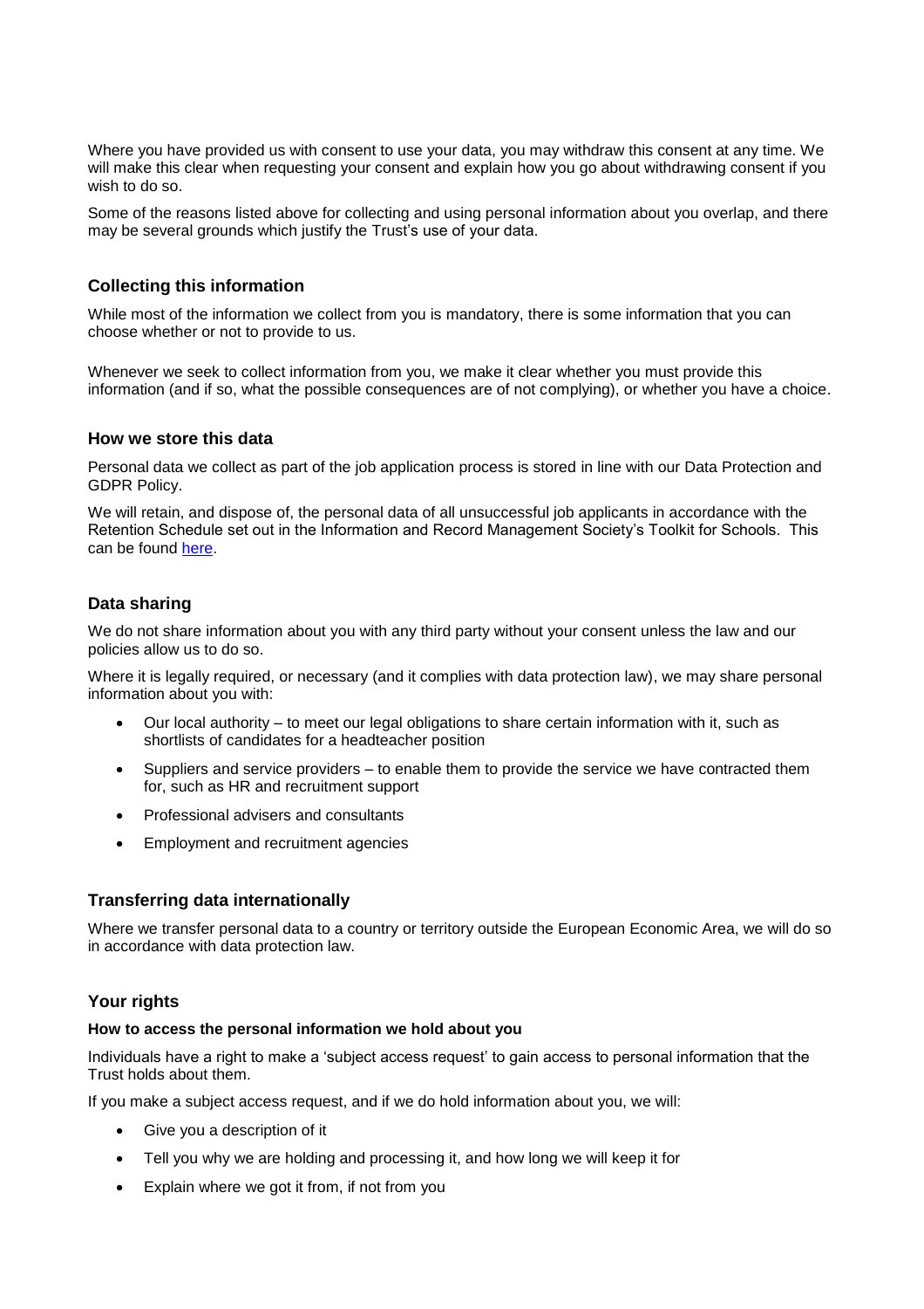Where you have provided us with consent to use your data, you may withdraw this consent at any time. We will make this clear when requesting your consent and explain how you go about withdrawing consent if you wish to do so.

Some of the reasons listed above for collecting and using personal information about you overlap, and there may be several grounds which justify the Trust's use of your data.

## Collecting this information

While most of the information we collect from you is mandatory, there is some information that you can choose whether or not to provide to us.

Whenever we seek to collect information from you, we make it clear whether you must provide this information (and if so, what the possible consequences are of not complying), or whether you have a choice.

## How we store this data

Personal data we collect as part of the job application process is stored in line with our Data Protection and GDPR Policy.

We will retain, and dispose of, the personal data of all unsuccessful job applicants in accordance with the Retention Schedule set out in the Information and Record Management Society's Toolkit for Schools. This can be found here.

## Data sharing

We do not share information about you with any third party without your consent unless the law and our policies allow us to do so.

Where it is legally required, or necessary (and it complies with data protection law), we may share personal information about you with:

- Our local authority – to meet our legal obligations to share certain information with it, such as shortlists of candidates for a headteacher position
- Suppliers and service providers – to enable them to provide the service we have contracted them for, such as HR and recruitment support
- Professional advisers and consultants
- Employment and recruitment agencies

## Transferring data internationally

Where we transfer personal data to a country or territory outside the European Economic Area, we will do so in accordance with data protection law.

## Your rights

#### How to access the personal information we hold about you

Individuals have a right to make a 'subject access request' to gain access to personal information that the Trust holds about them.

If you make a subject access request, and if we do hold information about you, we will:

- Give you a description of it
- Tell you why we are holding and processing it, and how long we will keep it for
- Explain where we got it from, if not from you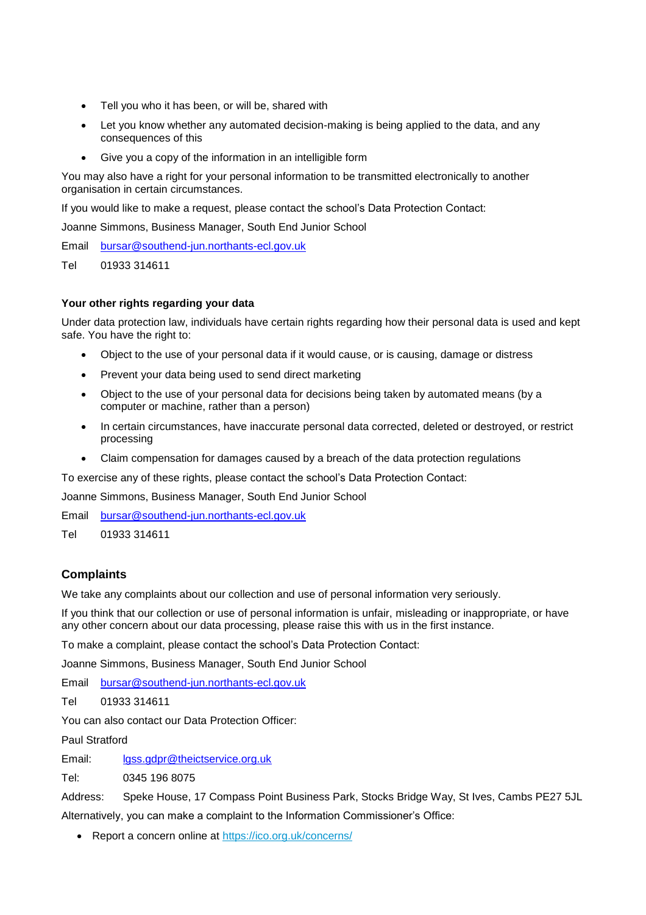- Tell you who it has been, or will be, shared with
- Let you know whether any automated decision-making is being applied to the data, and any consequences of this
- Give you a copy of the information in an intelligible form

You may also have a right for your personal information to be transmitted electronically to another organisation in certain circumstances.

If you would like to make a request, please contact the school's Data Protection Contact:

Joanne Simmons, Business Manager, South End Junior School

Email bursar@southend-jun.northants-ecl.gov.uk

Tel 01933 314611

**Your other rights regarding your data**

Under data protection law, individuals have certain rights regarding how their personal data is used and kept safe. You have the right to:

- Object to the use of your personal data if it would cause, or is causing, damage or distress
- Prevent your data being used to send direct marketing
- Object to the use of your personal data for decisions being taken by automated means (by a computer or machine, rather than a person)
- In certain circumstances, have inaccurate personal data corrected, deleted or destroyed, or restrict processing
- Claim compensation for damages caused by a breach of the data protection regulations

To exercise any of these rights, please contact the school's Data Protection Contact:

Joanne Simmons, Business Manager, South End Junior School

Email bursar@southend-jun.northants-ecl.gov.uk

Tel 01933 314611

## Complaints

We take any complaints about our collection and use of personal information very seriously.

If you think that our collection or use of personal information is unfair, misleading or inappropriate, or have any other concern about our data processing, please raise this with us in the first instance.

To make a complaint, please contact the school's Data Protection Contact:

Joanne Simmons, Business Manager, South End Junior School

Email bursar@southend-jun.northants-ecl.gov.uk

Tel 01933 314611

You can also contact our Data Protection Officer:

Paul Stratford

Email: lgss.gdpr@theictservice.org.uk

Tel: 0345 196 8075

Address: Speke House, 17 Compass Point Business Park, Stocks Bridge Way, St Ives, Cambs PE27 5JL

Alternatively, you can make a complaint to the Information Commissioner's Office:

- Report a concern online at https://ico.org.uk/concerns/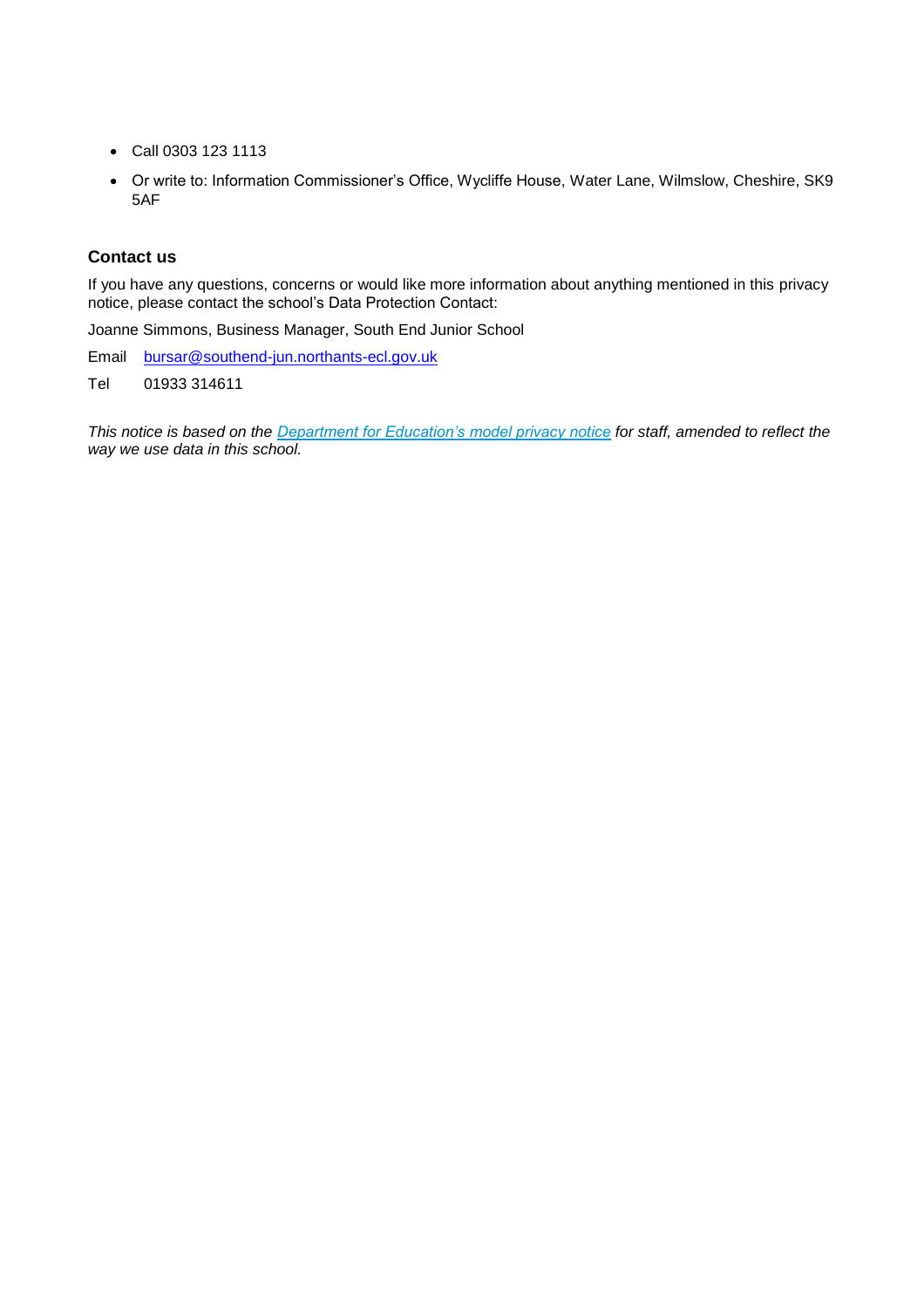- Call 0303 123 1113
- Or write to: Information Commissioner's Office, Wycliffe House, Water Lane, Wilmslow, Cheshire, SK9 5AF

### Contact us

If you have any questions, concerns or would like more information about anything mentioned in this privacy notice, please contact the school's Data Protection Contact:

Joanne Simmons, Business Manager, South End Junior School

Email bursar@southend-jun.northants-ecl.gov.uk

Tel 01933 314611

*This notice is based on the Department for Education's model privacy notice for staff, amended to reflect the way we use data in this school.*